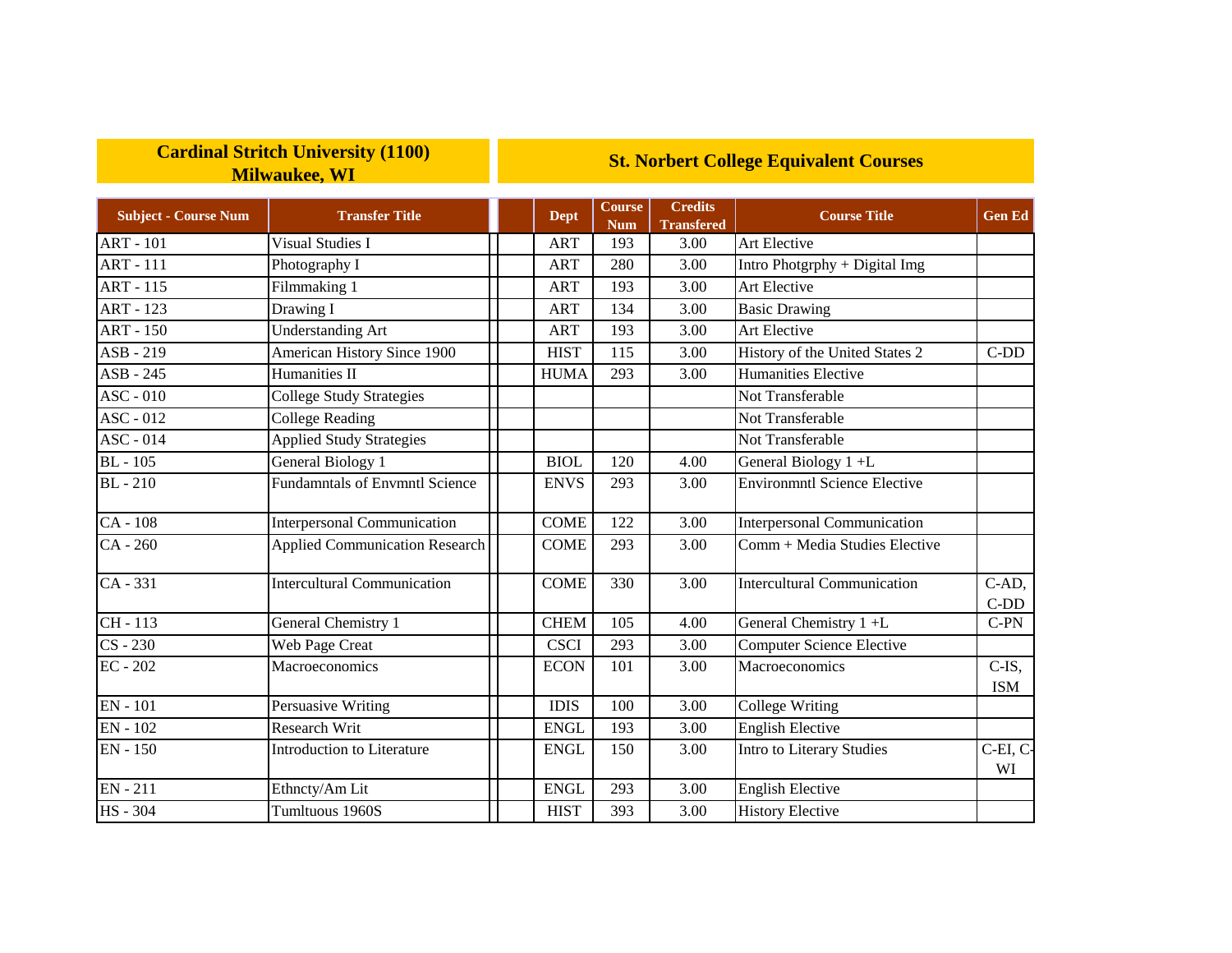| Cardinal Stritch University (1100) Milwaukee, WI | | St. Norbert College Equivalent Courses | | | | |
|---|---|---|---|---|---|---|
| **Subject - Course Num** | **Transfer Title** | **Dept** | **Course Num** | **Credits Transfered** | **Course Title** | **Gen Ed** |
| ART - 101 | Visual Studies I | ART | 193 | 3.00 | Art Elective | |
| ART - 111 | Photography I | ART | 280 | 3.00 | Intro Photgrphy + Digital Img | |
| ART - 115 | Filmmaking 1 | ART | 193 | 3.00 | Art Elective | |
| ART - 123 | Drawing I | ART | 134 | 3.00 | Basic Drawing | |
| ART - 150 | Understanding Art | ART | 193 | 3.00 | Art Elective | |
| ASB - 219 | American History Since 1900 | HIST | 115 | 3.00 | History of the United States 2 | C-DD |
| ASB - 245 | Humanities II | HUMA | 293 | 3.00 | Humanities Elective | |
| ASC - 010 | College Study Strategies | | | | Not Transferable | |
| ASC - 012 | College Reading | | | | Not Transferable | |
| ASC - 014 | Applied Study Strategies | | | | Not Transferable | |
| BL - 105 | General Biology 1 | BIOL | 120 | 4.00 | General Biology 1 +L | |
| BL - 210 | Fundamntals of Envmntl Science | ENVS | 293 | 3.00 | Environmntl Science Elective | |
| CA - 108 | Interpersonal Communication | COME | 122 | 3.00 | Interpersonal Communication | |
| CA - 260 | Applied Communication Research | COME | 293 | 3.00 | Comm + Media Studies Elective | |
| CA - 331 | Intercultural Communication | COME | 330 | 3.00 | Intercultural Communication | C-AD, C-DD |
| CH - 113 | General Chemistry 1 | CHEM | 105 | 4.00 | General Chemistry 1 +L | C-PN |
| CS - 230 | Web Page Creat | CSCI | 293 | 3.00 | Computer Science Elective | |
| EC - 202 | Macroeconomics | ECON | 101 | 3.00 | Macroeconomics | C-IS, ISM |
| EN - 101 | Persuasive Writing | IDIS | 100 | 3.00 | College Writing | |
| EN - 102 | Research Writ | ENGL | 193 | 3.00 | English Elective | |
| EN - 150 | Introduction to Literature | ENGL | 150 | 3.00 | Intro to Literary Studies | C-EI, C-WI |
| EN - 211 | Ethncty/Am Lit | ENGL | 293 | 3.00 | English Elective | |
| HS - 304 | Tumltuous 1960S | HIST | 393 | 3.00 | History Elective | |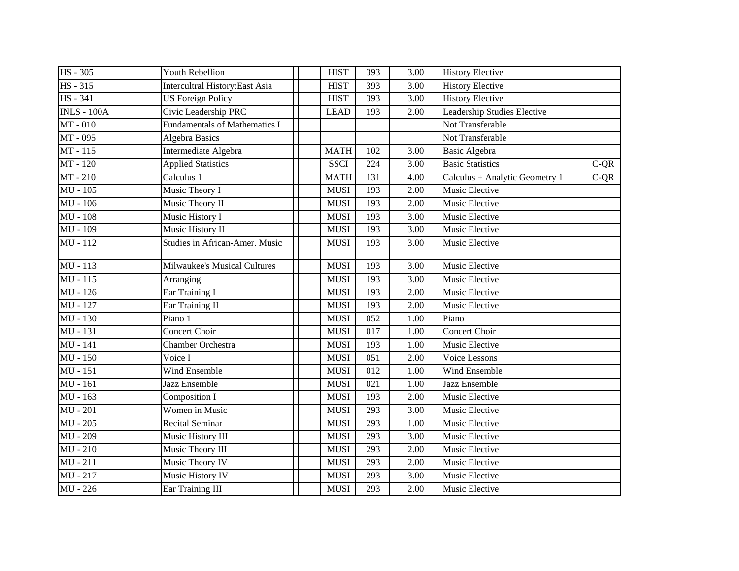| | | | | | | | | |
|---|---|---|---|---|---|---|---|---|
| HS - 305 | Youth Rebellion | | | HIST | 393 | 3.00 | History Elective | |
| HS - 315 | Intercultral History:East Asia | | | HIST | 393 | 3.00 | History Elective | |
| HS - 341 | US Foreign Policy | | | HIST | 393 | 3.00 | History Elective | |
| INLS - 100A | Civic Leadership PRC | | | LEAD | 193 | 2.00 | Leadership Studies Elective | |
| MT - 010 | Fundamentals of Mathematics I | | | | | | Not Transferable | |
| MT - 095 | Algebra Basics | | | | | | Not Transferable | |
| MT - 115 | Intermediate Algebra | | | MATH | 102 | 3.00 | Basic Algebra | |
| MT - 120 | Applied Statistics | | | SSCI | 224 | 3.00 | Basic Statistics | C-QR |
| MT - 210 | Calculus 1 | | | MATH | 131 | 4.00 | Calculus + Analytic Geometry 1 | C-QR |
| MU - 105 | Music Theory I | | | MUSI | 193 | 2.00 | Music Elective | |
| MU - 106 | Music Theory II | | | MUSI | 193 | 2.00 | Music Elective | |
| MU - 108 | Music History I | | | MUSI | 193 | 3.00 | Music Elective | |
| MU - 109 | Music History II | | | MUSI | 193 | 3.00 | Music Elective | |
| MU - 112 | Studies in African-Amer. Music | | | MUSI | 193 | 3.00 | Music Elective | |
| MU - 113 | Milwaukee's Musical Cultures | | | MUSI | 193 | 3.00 | Music Elective | |
| MU - 115 | Arranging | | | MUSI | 193 | 3.00 | Music Elective | |
| MU - 126 | Ear Training I | | | MUSI | 193 | 2.00 | Music Elective | |
| MU - 127 | Ear Training II | | | MUSI | 193 | 2.00 | Music Elective | |
| MU - 130 | Piano 1 | | | MUSI | 052 | 1.00 | Piano | |
| MU - 131 | Concert Choir | | | MUSI | 017 | 1.00 | Concert Choir | |
| MU - 141 | Chamber Orchestra | | | MUSI | 193 | 1.00 | Music Elective | |
| MU - 150 | Voice I | | | MUSI | 051 | 2.00 | Voice Lessons | |
| MU - 151 | Wind Ensemble | | | MUSI | 012 | 1.00 | Wind Ensemble | |
| MU - 161 | Jazz Ensemble | | | MUSI | 021 | 1.00 | Jazz Ensemble | |
| MU - 163 | Composition I | | | MUSI | 193 | 2.00 | Music Elective | |
| MU - 201 | Women in Music | | | MUSI | 293 | 3.00 | Music Elective | |
| MU - 205 | Recital Seminar | | | MUSI | 293 | 1.00 | Music Elective | |
| MU - 209 | Music History III | | | MUSI | 293 | 3.00 | Music Elective | |
| MU - 210 | Music Theory III | | | MUSI | 293 | 2.00 | Music Elective | |
| MU - 211 | Music Theory IV | | | MUSI | 293 | 2.00 | Music Elective | |
| MU - 217 | Music History IV | | | MUSI | 293 | 3.00 | Music Elective | |
| MU - 226 | Ear Training III | | | MUSI | 293 | 2.00 | Music Elective | |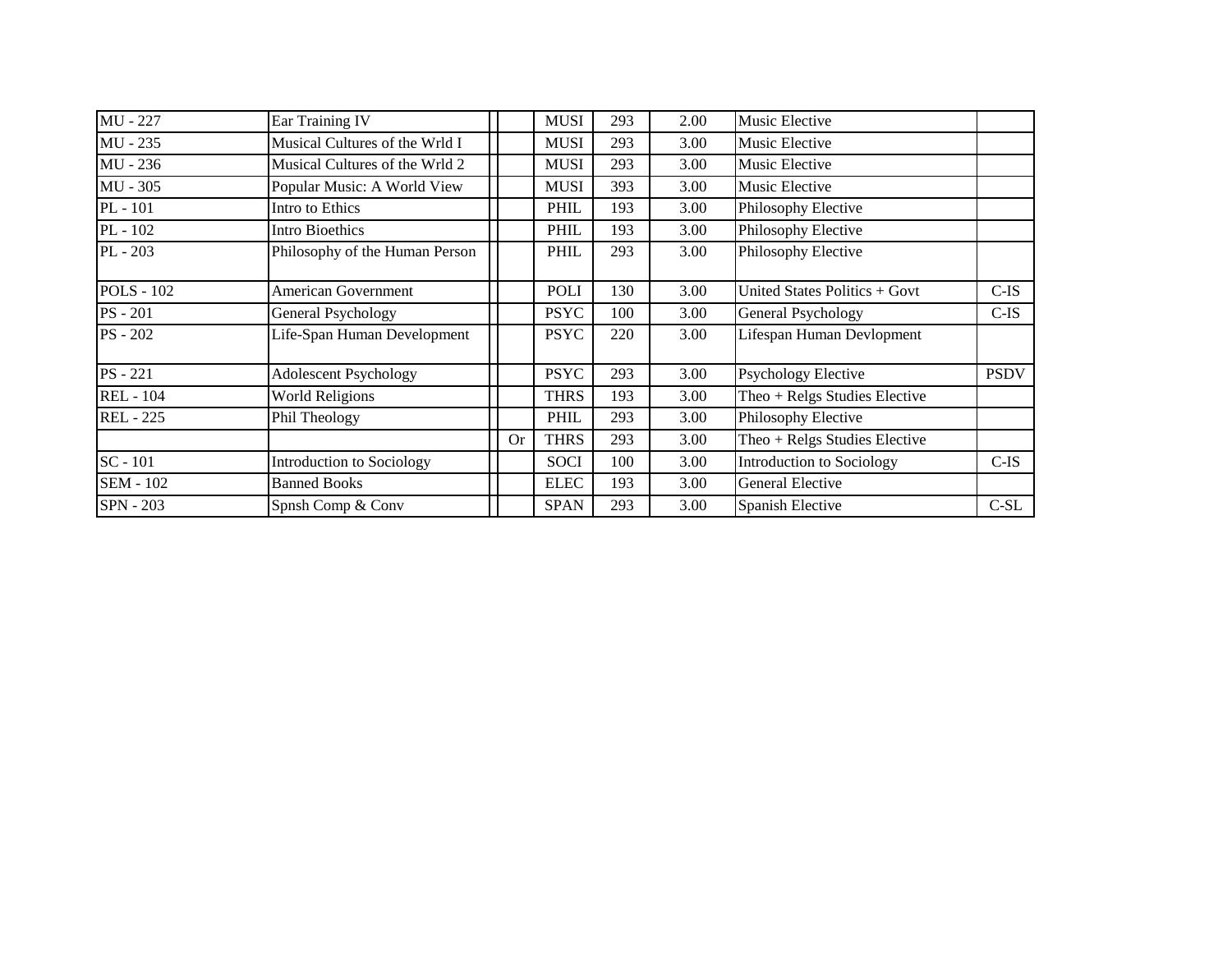| | | | | | | | | |
|---|---|---|---|---|---|---|---|---|
| MU - 227 | Ear Training IV | | | MUSI | 293 | 2.00 | Music Elective | |
| MU - 235 | Musical Cultures of the Wrld I | | | MUSI | 293 | 3.00 | Music Elective | |
| MU - 236 | Musical Cultures of the Wrld 2 | | | MUSI | 293 | 3.00 | Music Elective | |
| MU - 305 | Popular Music: A World View | | | MUSI | 393 | 3.00 | Music Elective | |
| PL - 101 | Intro to Ethics | | | PHIL | 193 | 3.00 | Philosophy Elective | |
| PL - 102 | Intro Bioethics | | | PHIL | 193 | 3.00 | Philosophy Elective | |
| PL - 203 | Philosophy of the Human Person | | | PHIL | 293 | 3.00 | Philosophy Elective | |
| POLS - 102 | American Government | | | POLI | 130 | 3.00 | United States Politics + Govt | C-IS |
| PS - 201 | General Psychology | | | PSYC | 100 | 3.00 | General Psychology | C-IS |
| PS - 202 | Life-Span Human Development | | | PSYC | 220 | 3.00 | Lifespan Human Devlopment | |
| PS - 221 | Adolescent Psychology | | | PSYC | 293 | 3.00 | Psychology Elective | PSDV |
| REL - 104 | World Religions | | | THRS | 193 | 3.00 | Theo + Relgs Studies Elective | |
| REL - 225 | Phil Theology | | | PHIL | 293 | 3.00 | Philosophy Elective | |
| | | | Or | THRS | 293 | 3.00 | Theo + Relgs Studies Elective | |
| SC - 101 | Introduction to Sociology | | | SOCI | 100 | 3.00 | Introduction to Sociology | C-IS |
| SEM - 102 | Banned Books | | | ELEC | 193 | 3.00 | General Elective | |
| SPN - 203 | Spnsh Comp & Conv | | | SPAN | 293 | 3.00 | Spanish Elective | C-SL |